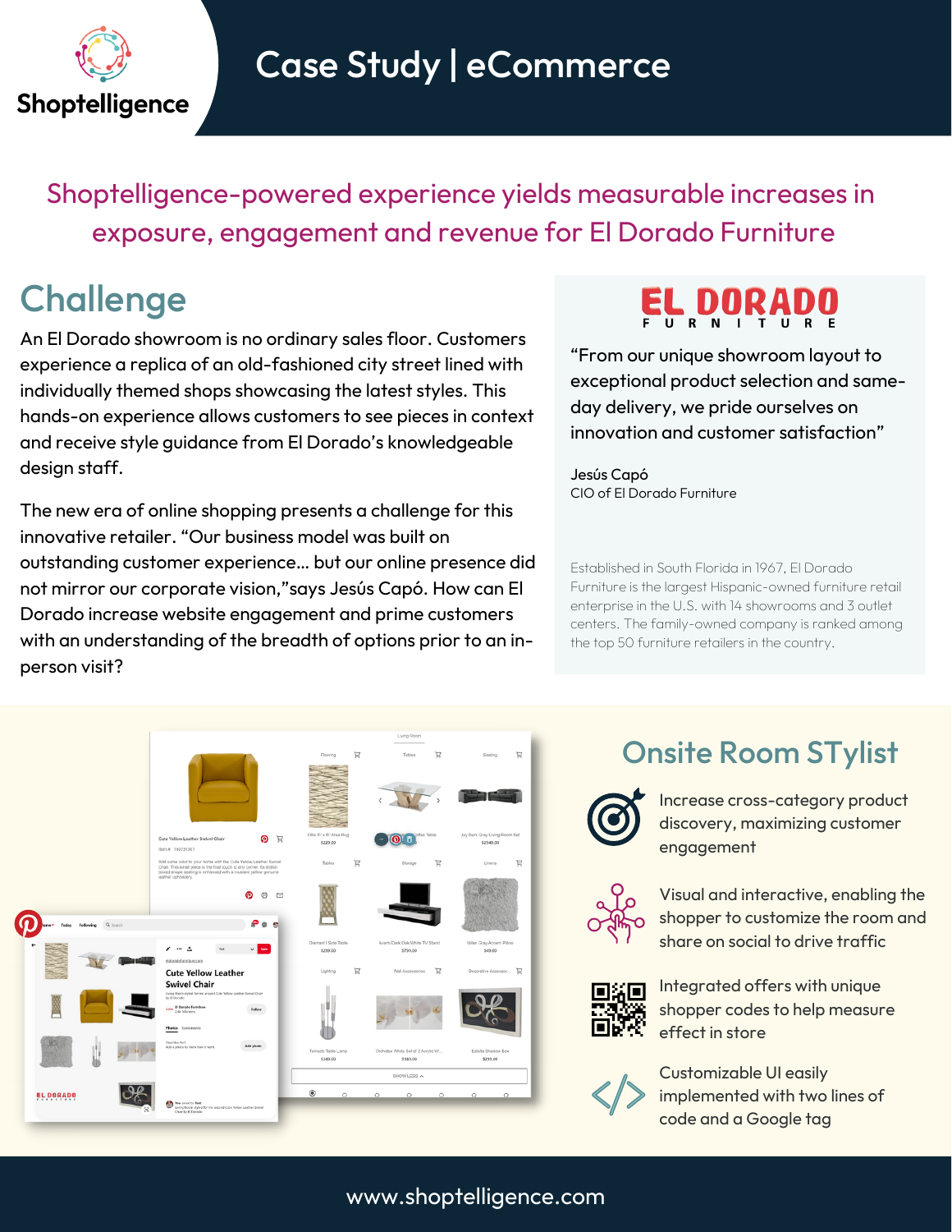Shoptelligence

# Case Study | eCommerce

## Shoptelligence-powered experience yields measurable increases in exposure, engagement and revenue for El Dorado Furniture

## Challenge

An El Dorado showroom is no ordinary sales floor. Customers experience a replica of an old-fashioned city street lined with individually themed shops showcasing the latest styles. This hands-on experience allows customers to see pieces in context and receive style guidance from El Dorado's knowledgeable design staff.

The new era of online shopping presents a challenge for this innovative retailer. "Our business model was built on outstanding customer experience... but our online presence did not mirror our corporate vision,"says Jesús Capó. How can El Dorado increase website engagement and prime customers with an understanding of the breadth of options prior to an in-person visit?

EL DORADO FURNITURE

"From our unique showroom layout to exceptional product selection and same-day delivery, we pride ourselves on innovation and customer satisfaction"

Jesús Capó
CIO of El Dorado Furniture

Established in South Florida in 1967, El Dorado Furniture is the largest Hispanic-owned furniture retail enterprise in the U.S. with 14 showrooms and 3 outlet centers. The family-owned company is ranked among the top 50 furniture retailers in the country.

## Onsite Room STylist

- Increase cross-category product discovery, maximizing customer engagement
- Visual and interactive, enabling the shopper to customize the room and share on social to drive traffic
- Integrated offers with unique shopper codes to help measure effect in store
- Customizable UI easily implemented with two lines of code and a Google tag

www.shoptelligence.com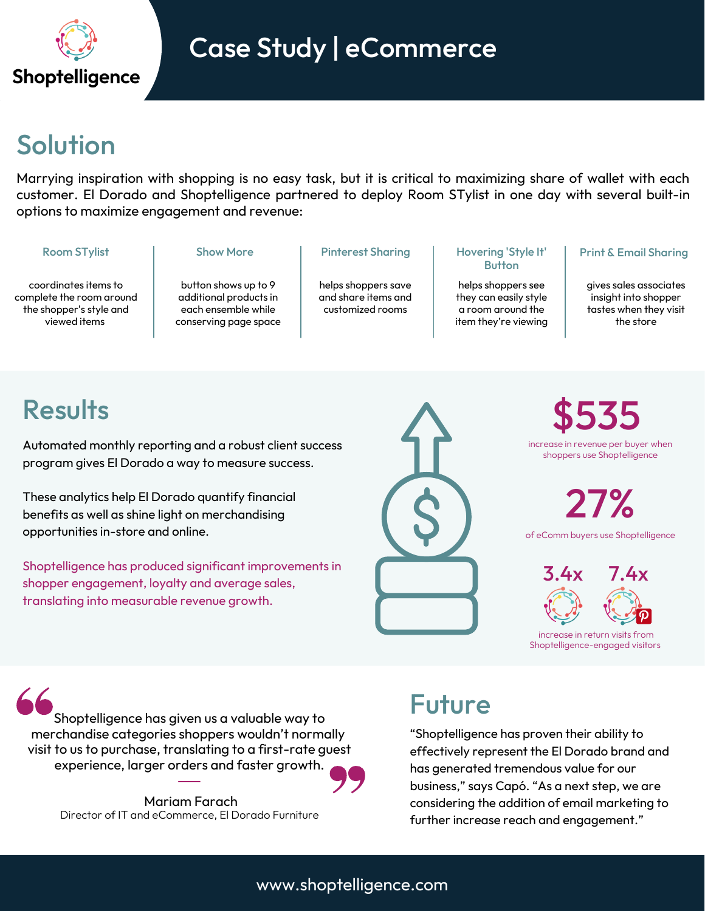Shoptelligence

# Case Study | eCommerce

## Solution

Marrying inspiration with shopping is no easy task, but it is critical to maximizing share of wallet with each customer. El Dorado and Shoptelligence partnered to deploy Room STylist in one day with several built-in options to maximize engagement and revenue:

**Room STylist**

coordinates items to complete the room around the shopper's style and viewed items

**Show More**

button shows up to 9 additional products in each ensemble while conserving page space

**Pinterest Sharing**

helps shoppers save and share items and customized rooms

**Hovering 'Style It' Button**

helps shoppers see they can easily style a room around the item they're viewing

**Print & Email Sharing**

gives sales associates insight into shopper tastes when they visit the store

## Results

Automated monthly reporting and a robust client success program gives El Dorado a way to measure success.

These analytics help El Dorado quantify financial benefits as well as shine light on merchandising opportunities in-store and online.

Shoptelligence has produced significant improvements in shopper engagement, loyalty and average sales, translating into measurable revenue growth.

**$535**

increase in revenue per buyer when shoppers use Shoptelligence

**27%**

of eComm buyers use Shoptelligence

**3.4x** **7.4x**

increase in return visits from Shoptelligence-engaged visitors

> Shoptelligence has given us a valuable way to merchandise categories shoppers wouldn't normally visit to us to purchase, translating to a first-rate guest experience, larger orders and faster growth.
>
> Mariam Farach
> Director of IT and eCommerce, El Dorado Furniture

## Future

"Shoptelligence has proven their ability to effectively represent the El Dorado brand and has generated tremendous value for our business," says Capó. "As a next step, we are considering the addition of email marketing to further increase reach and engagement."

www.shoptelligence.com